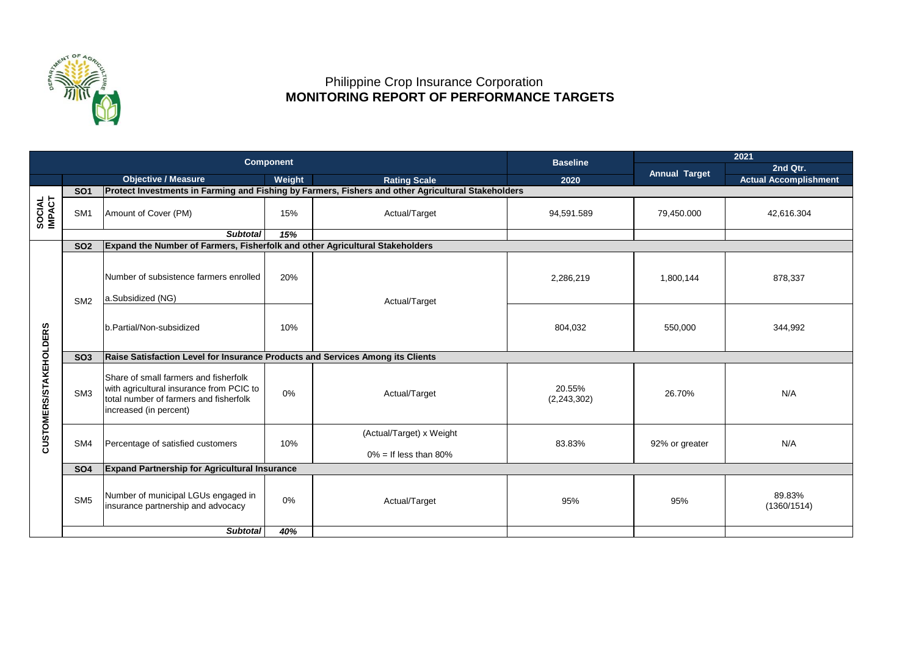Philippine Crop Insurance Corporation

**MONITORING REPORT OF PERFORMANCE TARGETS**

| Component | | | | | Baseline | 2021 | |
|---|---|---|---|---|---|---|---|
| | | Objective / Measure | Weight | Rating Scale | 2020 | Annual Target | 2nd Qtr. Actual Accomplishment |
| | SO1 | Protect Investments in Farming and Fishing by Farmers, Fishers and other Agricultural Stakeholders | | | | | |
| SOCIAL IMPACT | SM1 | Amount of Cover (PM) | 15% | Actual/Target | 94,591.589 | 79,450.000 | 42,616.304 |
| | | *Subtotal* | *15%* | | | | |
| CUSTOMERS/STAKEHOLDERS | SO2 | Expand the Number of Farmers, Fisherfolk and other Agricultural Stakeholders | | | | | |
| | SM2 | Number of subsistence farmers enrolled a.Subsidized (NG) | 20% | Actual/Target | 2,286,219 | 1,800,144 | 878,337 |
| | | b.Partial/Non-subsidized | 10% | | 804,032 | 550,000 | 344,992 |
| | SO3 | Raise Satisfaction Level for Insurance Products and Services Among its Clients | | | | | |
| | SM3 | Share of small farmers and fisherfolk with agricultural insurance from PCIC to total number of farmers and fisherfolk increased (in percent) | 0% | Actual/Target | 20.55% (2,243,302) | 26.70% | N/A |
| | SM4 | Percentage of satisfied customers | 10% | (Actual/Target) x Weight<br>0% = If less than 80% | 83.83% | 92% or greater | N/A |
| | SO4 | Expand Partnership for Agricultural Insurance | | | | | |
| | SM5 | Number of municipal LGUs engaged in insurance partnership and advocacy | 0% | Actual/Target | 95% | 95% | 89.83% (1360/1514) |
| | | *Subtotal* | *40%* | | | | |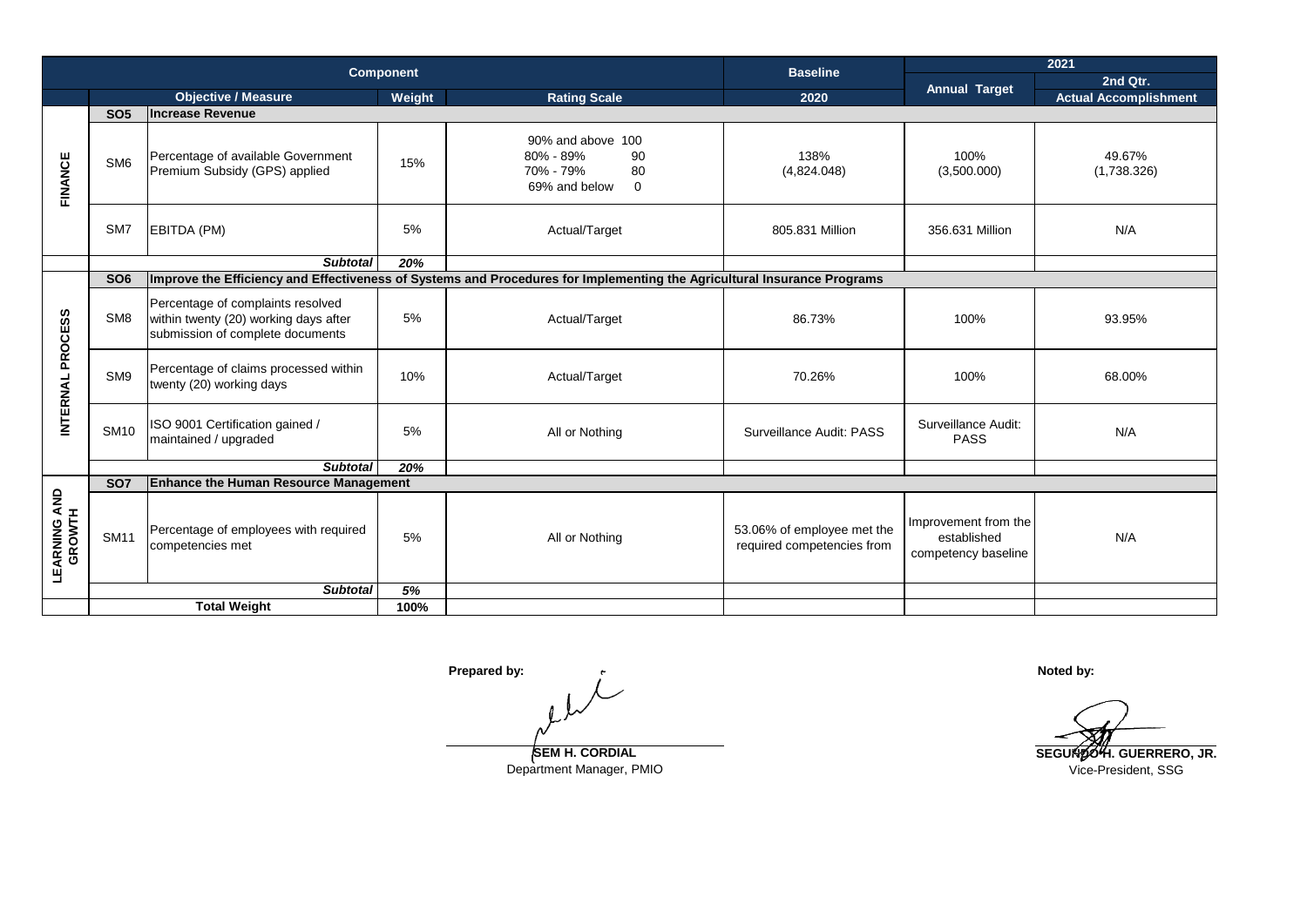| | Component | | | | Baseline | 2021 | |
|---|---|---|---|---|---|---|---|
| | | | | | | Annual Target | 2nd Qtr. |
| | | Objective / Measure | Weight | Rating Scale | 2020 | | Actual Accomplishment |
| FINANCE | SO5 | Increase Revenue | | | | | |
| | SM6 | Percentage of available Government Premium Subsidy (GPS) applied | 15% | 90% and above 100<br>80% - 89% 90<br>70% - 79% 80<br>69% and below 0 | 138%<br>(4,824.048) | 100%<br>(3,500.000) | 49.67%<br>(1,738.326) |
| | SM7 | EBITDA (PM) | 5% | Actual/Target | 805.831 Million | 356.631 Million | N/A |
| | | ***Subtotal*** | ***20%*** | | | | |
| INTERNAL PROCESS | SO6 | Improve the Efficiency and Effectiveness of Systems and Procedures for Implementing the Agricultural Insurance Programs | | | | | |
| | SM8 | Percentage of complaints resolved within twenty (20) working days after submission of complete documents | 5% | Actual/Target | 86.73% | 100% | 93.95% |
| | SM9 | Percentage of claims processed within twenty (20) working days | 10% | Actual/Target | 70.26% | 100% | 68.00% |
| | SM10 | ISO 9001 Certification gained / maintained / upgraded | 5% | All or Nothing | Surveillance Audit: PASS | Surveillance Audit: PASS | N/A |
| | | ***Subtotal*** | ***20%*** | | | | |
| LEARNING AND GROWTH | SO7 | Enhance the Human Resource Management | | | | | |
| | SM11 | Percentage of employees with required competencies met | 5% | All or Nothing | 53.06% of employee met the required competencies from | Improvement from the established competency baseline | N/A |
| | | ***Subtotal*** | ***5%*** | | | | |
| | | **Total Weight** | **100%** | | | | |

**Prepared by:**

**SEM H. CORDIAL**
Department Manager, PMIO

**Noted by:**

**SEGUNDO H. GUERRERO, JR.**
Vice-President, SSG